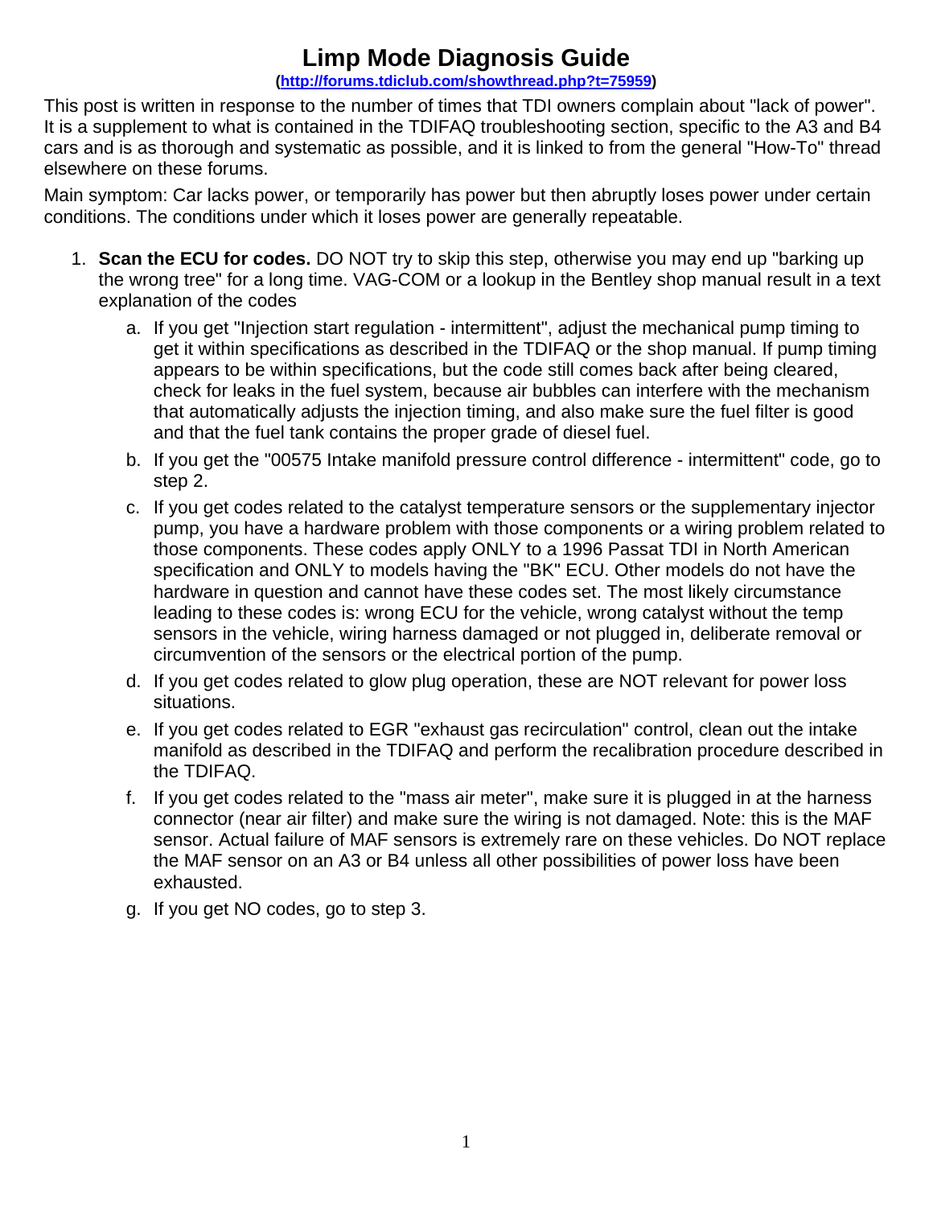# Limp Mode Diagnosis Guide

**([http://forums.tdiclub.com/showthread.php?t=75959](http://forums.tdiclub.com/showthread.php?t=75959))**

This post is written in response to the number of times that TDI owners complain about "lack of power". It is a supplement to what is contained in the TDIFAQ troubleshooting section, specific to the A3 and B4 cars and is as thorough and systematic as possible, and it is linked to from the general "How-To" thread elsewhere on these forums.

Main symptom: Car lacks power, or temporarily has power but then abruptly loses power under certain conditions. The conditions under which it loses power are generally repeatable.

1. **Scan the ECU for codes.** DO NOT try to skip this step, otherwise you may end up "barking up the wrong tree" for a long time. VAG-COM or a lookup in the Bentley shop manual result in a text explanation of the codes
    a. If you get "Injection start regulation - intermittent", adjust the mechanical pump timing to get it within specifications as described in the TDIFAQ or the shop manual. If pump timing appears to be within specifications, but the code still comes back after being cleared, check for leaks in the fuel system, because air bubbles can interfere with the mechanism that automatically adjusts the injection timing, and also make sure the fuel filter is good and that the fuel tank contains the proper grade of diesel fuel.
    b. If you get the "00575 Intake manifold pressure control difference - intermittent" code, go to step 2.
    c. If you get codes related to the catalyst temperature sensors or the supplementary injector pump, you have a hardware problem with those components or a wiring problem related to those components. These codes apply ONLY to a 1996 Passat TDI in North American specification and ONLY to models having the "BK" ECU. Other models do not have the hardware in question and cannot have these codes set. The most likely circumstance leading to these codes is: wrong ECU for the vehicle, wrong catalyst without the temp sensors in the vehicle, wiring harness damaged or not plugged in, deliberate removal or circumvention of the sensors or the electrical portion of the pump.
    d. If you get codes related to glow plug operation, these are NOT relevant for power loss situations.
    e. If you get codes related to EGR "exhaust gas recirculation" control, clean out the intake manifold as described in the TDIFAQ and perform the recalibration procedure described in the TDIFAQ.
    f. If you get codes related to the "mass air meter", make sure it is plugged in at the harness connector (near air filter) and make sure the wiring is not damaged. Note: this is the MAF sensor. Actual failure of MAF sensors is extremely rare on these vehicles. Do NOT replace the MAF sensor on an A3 or B4 unless all other possibilities of power loss have been exhausted.
    g. If you get NO codes, go to step 3.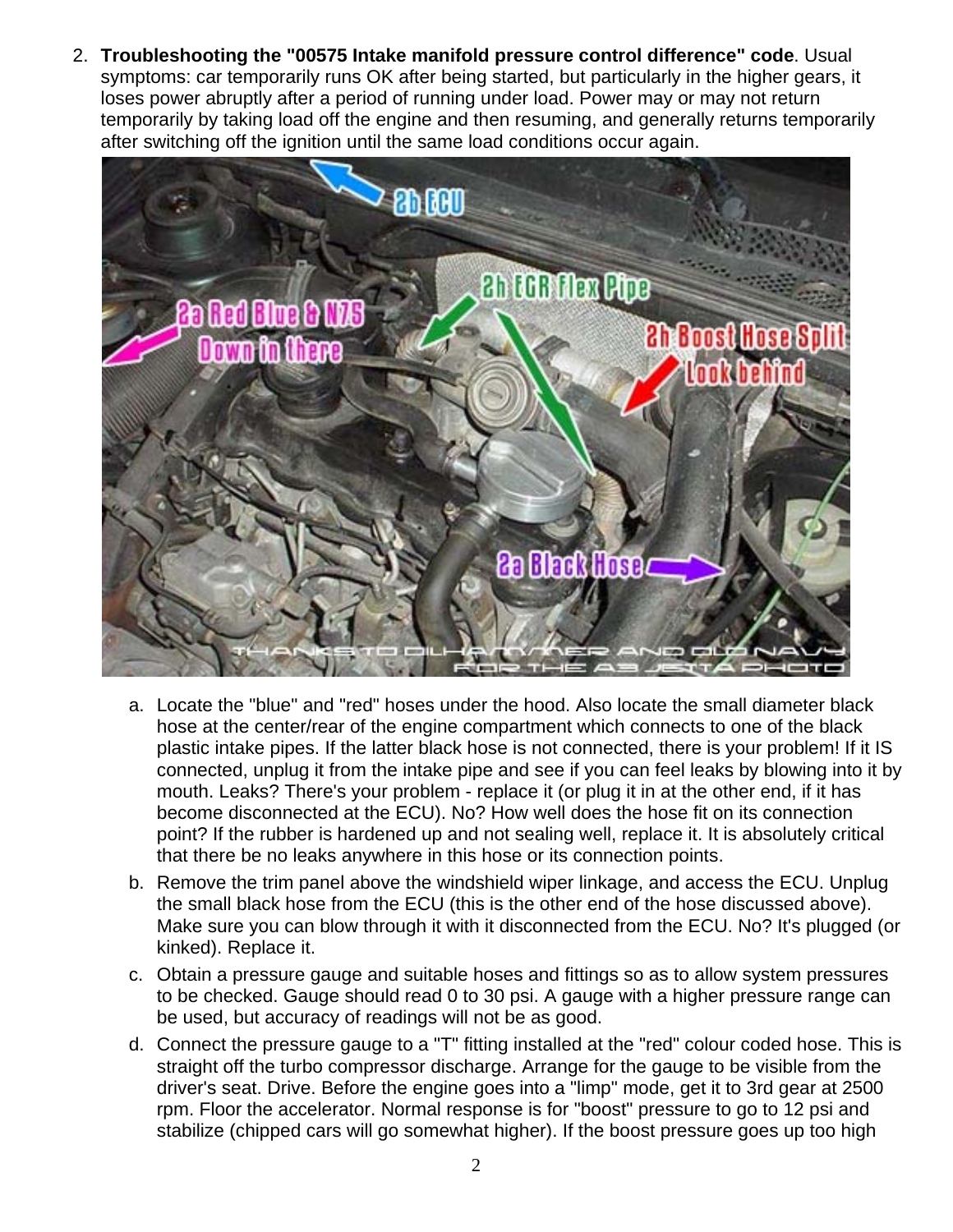2. **Troubleshooting the "00575 Intake manifold pressure control difference" code**. Usual symptoms: car temporarily runs OK after being started, but particularly in the higher gears, it loses power abruptly after a period of running under load. Power may or may not return temporarily by taking load off the engine and then resuming, and generally returns temporarily after switching off the ignition until the same load conditions occur again.

   a. Locate the "blue" and "red" hoses under the hood. Also locate the small diameter black hose at the center/rear of the engine compartment which connects to one of the black plastic intake pipes. If the latter black hose is not connected, there is your problem! If it IS connected, unplug it from the intake pipe and see if you can feel leaks by blowing into it by mouth. Leaks? There's your problem - replace it (or plug it in at the other end, if it has become disconnected at the ECU). No? How well does the hose fit on its connection point? If the rubber is hardened up and not sealing well, replace it. It is absolutely critical that there be no leaks anywhere in this hose or its connection points.
   b. Remove the trim panel above the windshield wiper linkage, and access the ECU. Unplug the small black hose from the ECU (this is the other end of the hose discussed above). Make sure you can blow through it with it disconnected from the ECU. No? It's plugged (or kinked). Replace it.
   c. Obtain a pressure gauge and suitable hoses and fittings so as to allow system pressures to be checked. Gauge should read 0 to 30 psi. A gauge with a higher pressure range can be used, but accuracy of readings will not be as good.
   d. Connect the pressure gauge to a "T" fitting installed at the "red" colour coded hose. This is straight off the turbo compressor discharge. Arrange for the gauge to be visible from the driver's seat. Drive. Before the engine goes into a "limp" mode, get it to 3rd gear at 2500 rpm. Floor the accelerator. Normal response is for "boost" pressure to go to 12 psi and stabilize (chipped cars will go somewhat higher). If the boost pressure goes up too high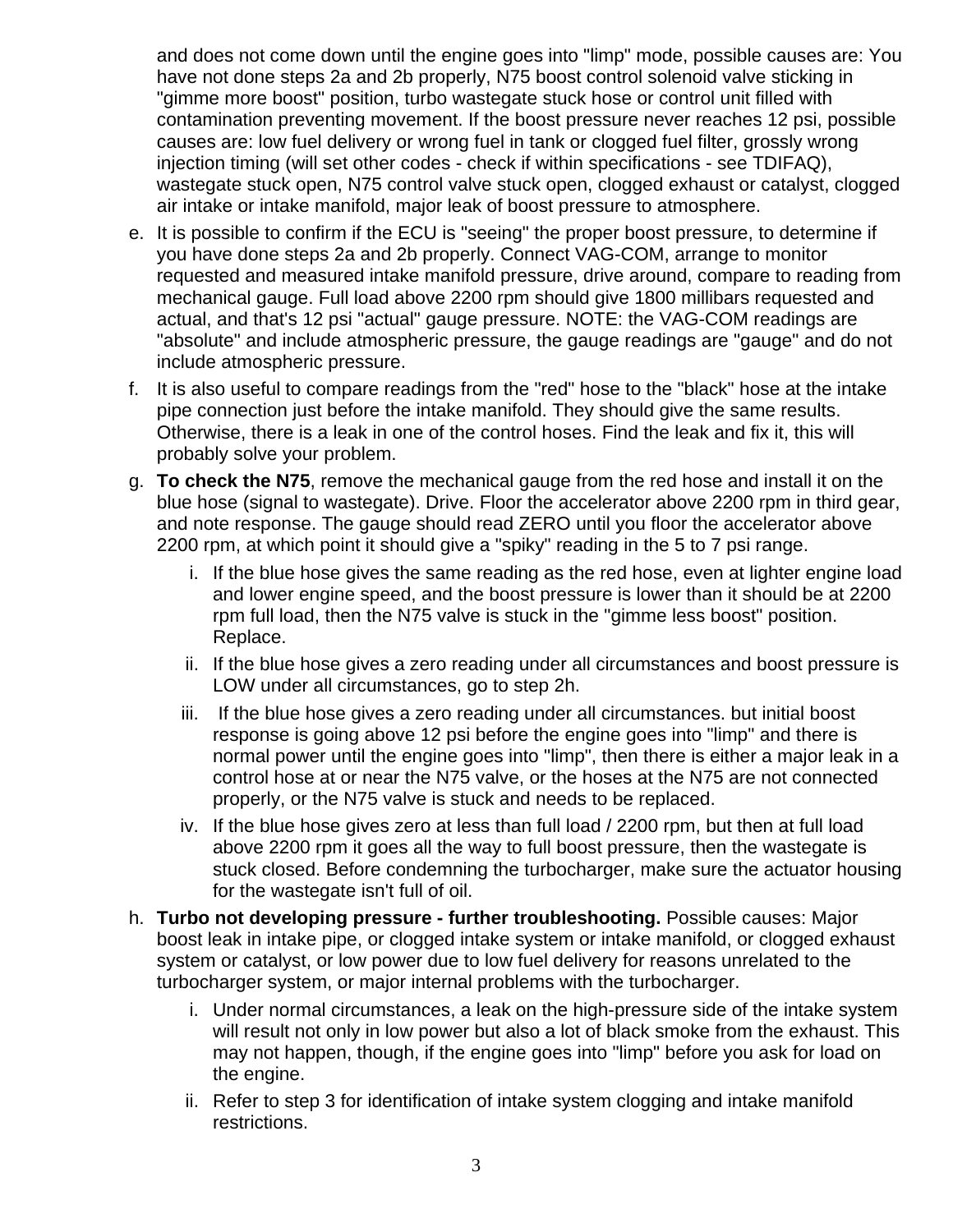and does not come down until the engine goes into "limp" mode, possible causes are: You have not done steps 2a and 2b properly, N75 boost control solenoid valve sticking in "gimme more boost" position, turbo wastegate stuck hose or control unit filled with contamination preventing movement. If the boost pressure never reaches 12 psi, possible causes are: low fuel delivery or wrong fuel in tank or clogged fuel filter, grossly wrong injection timing (will set other codes - check if within specifications - see TDIFAQ), wastegate stuck open, N75 control valve stuck open, clogged exhaust or catalyst, clogged air intake or intake manifold, major leak of boost pressure to atmosphere.

e. It is possible to confirm if the ECU is "seeing" the proper boost pressure, to determine if you have done steps 2a and 2b properly. Connect VAG-COM, arrange to monitor requested and measured intake manifold pressure, drive around, compare to reading from mechanical gauge. Full load above 2200 rpm should give 1800 millibars requested and actual, and that's 12 psi "actual" gauge pressure. NOTE: the VAG-COM readings are "absolute" and include atmospheric pressure, the gauge readings are "gauge" and do not include atmospheric pressure.

f. It is also useful to compare readings from the "red" hose to the "black" hose at the intake pipe connection just before the intake manifold. They should give the same results. Otherwise, there is a leak in one of the control hoses. Find the leak and fix it, this will probably solve your problem.

g. **To check the N75**, remove the mechanical gauge from the red hose and install it on the blue hose (signal to wastegate). Drive. Floor the accelerator above 2200 rpm in third gear, and note response. The gauge should read ZERO until you floor the accelerator above 2200 rpm, at which point it should give a "spiky" reading in the 5 to 7 psi range.

    i. If the blue hose gives the same reading as the red hose, even at lighter engine load and lower engine speed, and the boost pressure is lower than it should be at 2200 rpm full load, then the N75 valve is stuck in the "gimme less boost" position. Replace.

    ii. If the blue hose gives a zero reading under all circumstances and boost pressure is LOW under all circumstances, go to step 2h.

    iii. If the blue hose gives a zero reading under all circumstances. but initial boost response is going above 12 psi before the engine goes into "limp" and there is normal power until the engine goes into "limp", then there is either a major leak in a control hose at or near the N75 valve, or the hoses at the N75 are not connected properly, or the N75 valve is stuck and needs to be replaced.

    iv. If the blue hose gives zero at less than full load / 2200 rpm, but then at full load above 2200 rpm it goes all the way to full boost pressure, then the wastegate is stuck closed. Before condemning the turbocharger, make sure the actuator housing for the wastegate isn't full of oil.

h. **Turbo not developing pressure - further troubleshooting.** Possible causes: Major boost leak in intake pipe, or clogged intake system or intake manifold, or clogged exhaust system or catalyst, or low power due to low fuel delivery for reasons unrelated to the turbocharger system, or major internal problems with the turbocharger.

    i. Under normal circumstances, a leak on the high-pressure side of the intake system will result not only in low power but also a lot of black smoke from the exhaust. This may not happen, though, if the engine goes into "limp" before you ask for load on the engine.

    ii. Refer to step 3 for identification of intake system clogging and intake manifold restrictions.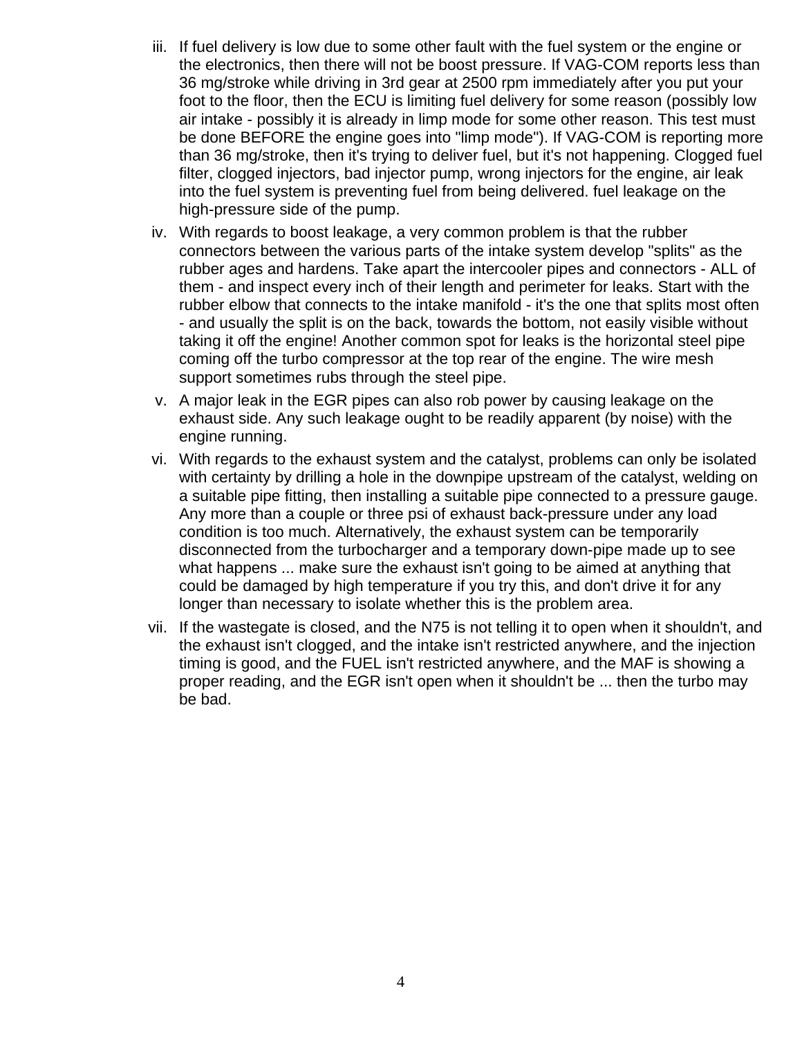iii. If fuel delivery is low due to some other fault with the fuel system or the engine or the electronics, then there will not be boost pressure. If VAG-COM reports less than 36 mg/stroke while driving in 3rd gear at 2500 rpm immediately after you put your foot to the floor, then the ECU is limiting fuel delivery for some reason (possibly low air intake - possibly it is already in limp mode for some other reason. This test must be done BEFORE the engine goes into "limp mode"). If VAG-COM is reporting more than 36 mg/stroke, then it's trying to deliver fuel, but it's not happening. Clogged fuel filter, clogged injectors, bad injector pump, wrong injectors for the engine, air leak into the fuel system is preventing fuel from being delivered. fuel leakage on the high-pressure side of the pump.

iv. With regards to boost leakage, a very common problem is that the rubber connectors between the various parts of the intake system develop "splits" as the rubber ages and hardens. Take apart the intercooler pipes and connectors - ALL of them - and inspect every inch of their length and perimeter for leaks. Start with the rubber elbow that connects to the intake manifold - it's the one that splits most often - and usually the split is on the back, towards the bottom, not easily visible without taking it off the engine! Another common spot for leaks is the horizontal steel pipe coming off the turbo compressor at the top rear of the engine. The wire mesh support sometimes rubs through the steel pipe.

v. A major leak in the EGR pipes can also rob power by causing leakage on the exhaust side. Any such leakage ought to be readily apparent (by noise) with the engine running.

vi. With regards to the exhaust system and the catalyst, problems can only be isolated with certainty by drilling a hole in the downpipe upstream of the catalyst, welding on a suitable pipe fitting, then installing a suitable pipe connected to a pressure gauge. Any more than a couple or three psi of exhaust back-pressure under any load condition is too much. Alternatively, the exhaust system can be temporarily disconnected from the turbocharger and a temporary down-pipe made up to see what happens ... make sure the exhaust isn't going to be aimed at anything that could be damaged by high temperature if you try this, and don't drive it for any longer than necessary to isolate whether this is the problem area.

vii. If the wastegate is closed, and the N75 is not telling it to open when it shouldn't, and the exhaust isn't clogged, and the intake isn't restricted anywhere, and the injection timing is good, and the FUEL isn't restricted anywhere, and the MAF is showing a proper reading, and the EGR isn't open when it shouldn't be ... then the turbo may be bad.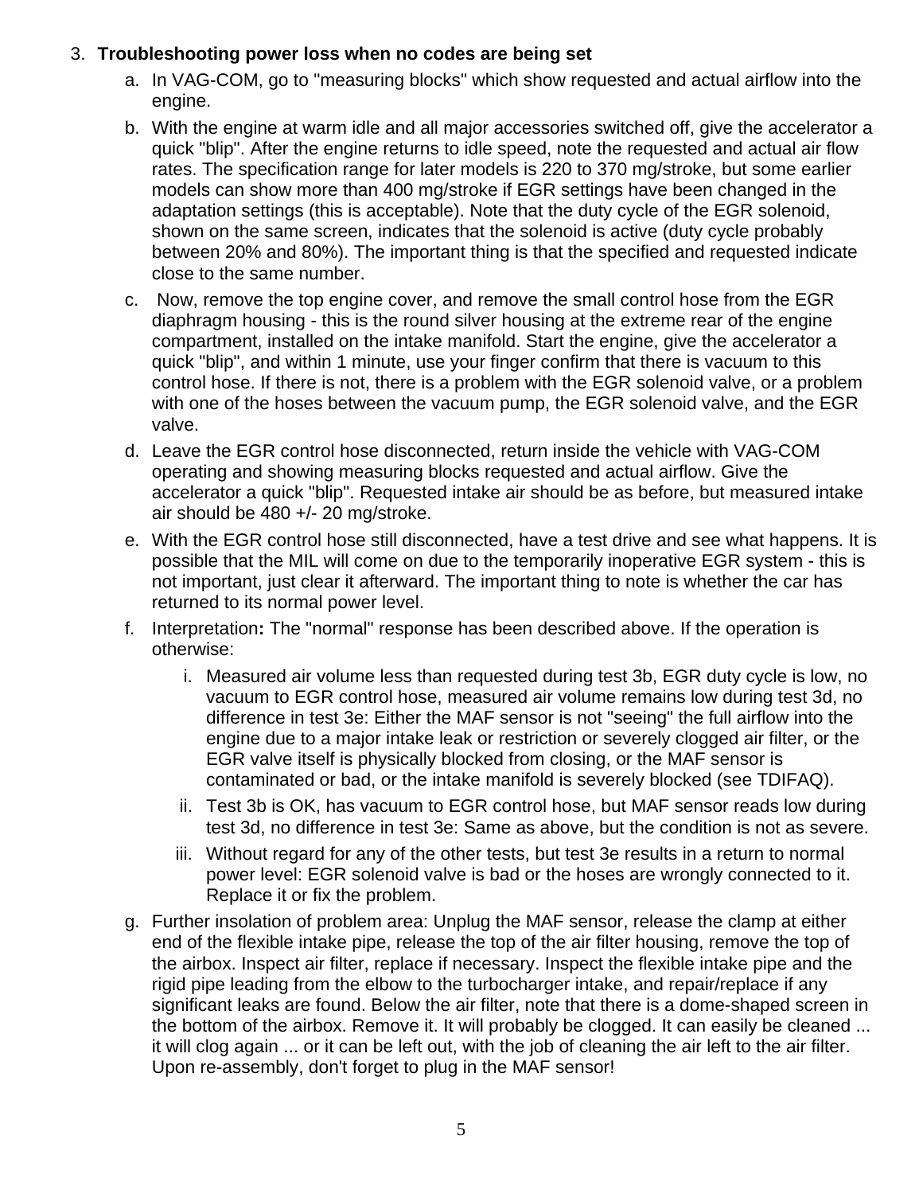3. **Troubleshooting power loss when no codes are being set**
   a. In VAG-COM, go to "measuring blocks" which show requested and actual airflow into the engine.
   b. With the engine at warm idle and all major accessories switched off, give the accelerator a quick "blip". After the engine returns to idle speed, note the requested and actual air flow rates. The specification range for later models is 220 to 370 mg/stroke, but some earlier models can show more than 400 mg/stroke if EGR settings have been changed in the adaptation settings (this is acceptable). Note that the duty cycle of the EGR solenoid, shown on the same screen, indicates that the solenoid is active (duty cycle probably between 20% and 80%). The important thing is that the specified and requested indicate close to the same number.
   c. Now, remove the top engine cover, and remove the small control hose from the EGR diaphragm housing - this is the round silver housing at the extreme rear of the engine compartment, installed on the intake manifold. Start the engine, give the accelerator a quick "blip", and within 1 minute, use your finger confirm that there is vacuum to this control hose. If there is not, there is a problem with the EGR solenoid valve, or a problem with one of the hoses between the vacuum pump, the EGR solenoid valve, and the EGR valve.
   d. Leave the EGR control hose disconnected, return inside the vehicle with VAG-COM operating and showing measuring blocks requested and actual airflow. Give the accelerator a quick "blip". Requested intake air should be as before, but measured intake air should be 480 +/- 20 mg/stroke.
   e. With the EGR control hose still disconnected, have a test drive and see what happens. It is possible that the MIL will come on due to the temporarily inoperative EGR system - this is not important, just clear it afterward. The important thing to note is whether the car has returned to its normal power level.
   f. Interpretation**:** The "normal" response has been described above. If the operation is otherwise:
      i. Measured air volume less than requested during test 3b, EGR duty cycle is low, no vacuum to EGR control hose, measured air volume remains low during test 3d, no difference in test 3e: Either the MAF sensor is not "seeing" the full airflow into the engine due to a major intake leak or restriction or severely clogged air filter, or the EGR valve itself is physically blocked from closing, or the MAF sensor is contaminated or bad, or the intake manifold is severely blocked (see TDIFAQ).
      ii. Test 3b is OK, has vacuum to EGR control hose, but MAF sensor reads low during test 3d, no difference in test 3e: Same as above, but the condition is not as severe.
      iii. Without regard for any of the other tests, but test 3e results in a return to normal power level: EGR solenoid valve is bad or the hoses are wrongly connected to it. Replace it or fix the problem.
   g. Further insolation of problem area: Unplug the MAF sensor, release the clamp at either end of the flexible intake pipe, release the top of the air filter housing, remove the top of the airbox. Inspect air filter, replace if necessary. Inspect the flexible intake pipe and the rigid pipe leading from the elbow to the turbocharger intake, and repair/replace if any significant leaks are found. Below the air filter, note that there is a dome-shaped screen in the bottom of the airbox. Remove it. It will probably be clogged. It can easily be cleaned ... it will clog again ... or it can be left out, with the job of cleaning the air left to the air filter. Upon re-assembly, don't forget to plug in the MAF sensor!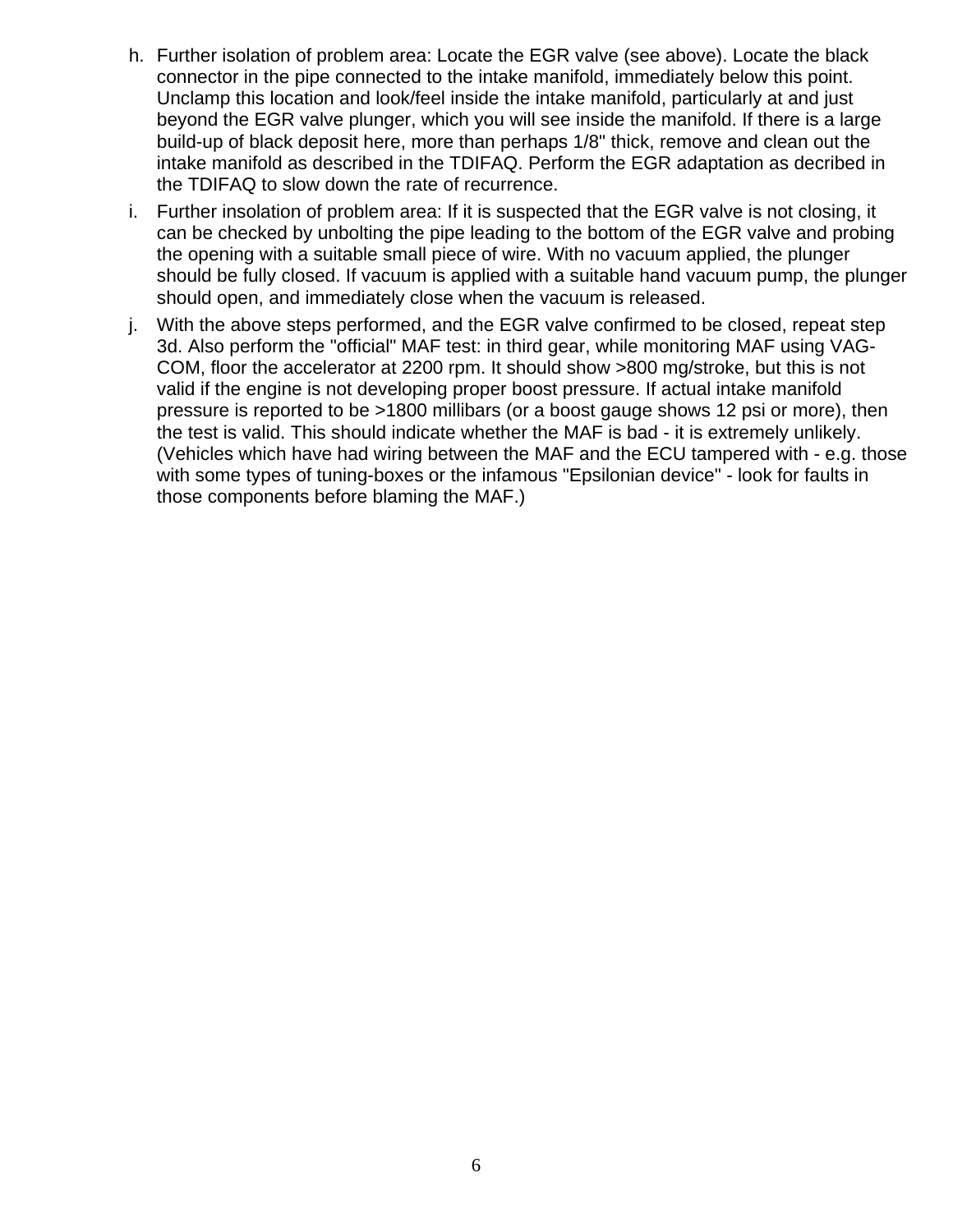h. Further isolation of problem area: Locate the EGR valve (see above). Locate the black connector in the pipe connected to the intake manifold, immediately below this point. Unclamp this location and look/feel inside the intake manifold, particularly at and just beyond the EGR valve plunger, which you will see inside the manifold. If there is a large build-up of black deposit here, more than perhaps 1/8" thick, remove and clean out the intake manifold as described in the TDIFAQ. Perform the EGR adaptation as decribed in the TDIFAQ to slow down the rate of recurrence.

i. Further insolation of problem area: If it is suspected that the EGR valve is not closing, it can be checked by unbolting the pipe leading to the bottom of the EGR valve and probing the opening with a suitable small piece of wire. With no vacuum applied, the plunger should be fully closed. If vacuum is applied with a suitable hand vacuum pump, the plunger should open, and immediately close when the vacuum is released.

j. With the above steps performed, and the EGR valve confirmed to be closed, repeat step 3d. Also perform the "official" MAF test: in third gear, while monitoring MAF using VAG-COM, floor the accelerator at 2200 rpm. It should show >800 mg/stroke, but this is not valid if the engine is not developing proper boost pressure. If actual intake manifold pressure is reported to be >1800 millibars (or a boost gauge shows 12 psi or more), then the test is valid. This should indicate whether the MAF is bad - it is extremely unlikely. (Vehicles which have had wiring between the MAF and the ECU tampered with - e.g. those with some types of tuning-boxes or the infamous "Epsilonian device" - look for faults in those components before blaming the MAF.)